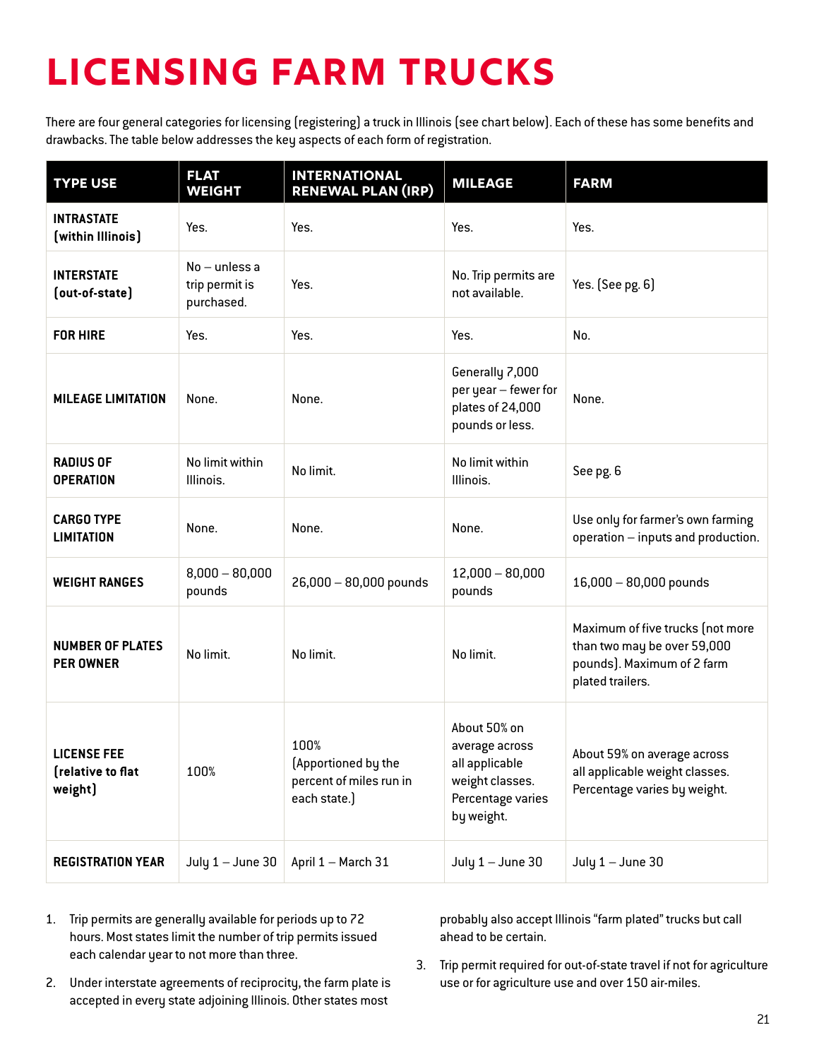# LICENSING FARM TRUCKS

There are four general categories for licensing (registering) a truck in Illinois (see chart below). Each of these has some benefits and drawbacks. The table below addresses the key aspects of each form of registration.

| TYPE USE | FLAT WEIGHT | INTERNATIONAL RENEWAL PLAN (IRP) | MILEAGE | FARM |
|---|---|---|---|---|
| **INTRASTATE (within Illinois)** | Yes. | Yes. | Yes. | Yes. |
| **INTERSTATE (out-of-state)** | No – unless a trip permit is purchased. | Yes. | No. Trip permits are not available. | Yes. (See pg. 6) |
| **FOR HIRE** | Yes. | Yes. | Yes. | No. |
| **MILEAGE LIMITATION** | None. | None. | Generally 7,000 per year – fewer for plates of 24,000 pounds or less. | None. |
| **RADIUS OF OPERATION** | No limit within Illinois. | No limit. | No limit within Illinois. | See pg. 6 |
| **CARGO TYPE LIMITATION** | None. | None. | None. | Use only for farmer's own farming operation – inputs and production. |
| **WEIGHT RANGES** | 8,000 – 80,000 pounds | 26,000 – 80,000 pounds | 12,000 – 80,000 pounds | 16,000 – 80,000 pounds |
| **NUMBER OF PLATES PER OWNER** | No limit. | No limit. | No limit. | Maximum of five trucks (not more than two may be over 59,000 pounds). Maximum of 2 farm plated trailers. |
| **LICENSE FEE (relative to flat weight)** | 100% | 100% (Apportioned by the percent of miles run in each state.) | About 50% on average across all applicable weight classes. Percentage varies by weight. | About 59% on average across all applicable weight classes. Percentage varies by weight. |
| **REGISTRATION YEAR** | July 1 – June 30 | April 1 – March 31 | July 1 – June 30 | July 1 – June 30 |

1. Trip permits are generally available for periods up to 72 hours. Most states limit the number of trip permits issued each calendar year to not more than three.
2. Under interstate agreements of reciprocity, the farm plate is accepted in every state adjoining Illinois. Other states most probably also accept Illinois "farm plated" trucks but call ahead to be certain.
3. Trip permit required for out-of-state travel if not for agriculture use or for agriculture use and over 150 air-miles.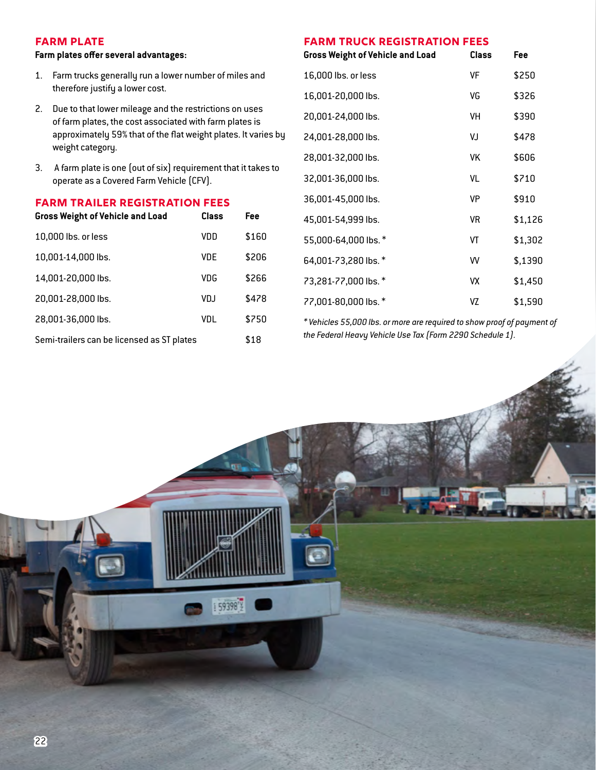## FARM PLATE

**Farm plates offer several advantages:**

1. Farm trucks generally run a lower number of miles and therefore justify a lower cost.
2. Due to that lower mileage and the restrictions on uses of farm plates, the cost associated with farm plates is approximately 59% that of the flat weight plates. It varies by weight category.
3. A farm plate is one (out of six) requirement that it takes to operate as a Covered Farm Vehicle (CFV).

## FARM TRAILER REGISTRATION FEES

| Gross Weight of Vehicle and Load | Class | Fee |
|---|---|---|
| 10,000 lbs. or less | VDD | $160 |
| 10,001-14,000 lbs. | VDE | $206 |
| 14,001-20,000 lbs. | VDG | $266 |
| 20,001-28,000 lbs. | VDJ | $478 |
| 28,001-36,000 lbs. | VDL | $750 |
| Semi-trailers can be licensed as ST plates | | $18 |

## FARM TRUCK REGISTRATION FEES

| Gross Weight of Vehicle and Load | Class | Fee |
|---|---|---|
| 16,000 lbs. or less | VF | $250 |
| 16,001-20,000 lbs. | VG | $326 |
| 20,001-24,000 lbs. | VH | $390 |
| 24,001-28,000 lbs. | VJ | $478 |
| 28,001-32,000 lbs. | VK | $606 |
| 32,001-36,000 lbs. | VL | $710 |
| 36,001-45,000 lbs. | VP | $910 |
| 45,001-54,999 lbs. | VR | $1,126 |
| 55,000-64,000 lbs. * | VT | $1,302 |
| 64,001-73,280 lbs. * | VV | $,1390 |
| 73,281-77,000 lbs. * | VX | $1,450 |
| 77,001-80,000 lbs. * | VZ | $1,590 |

*\* Vehicles 55,000 lbs. or more are required to show proof of payment of the Federal Heavy Vehicle Use Tax (Form 2290 Schedule 1).*